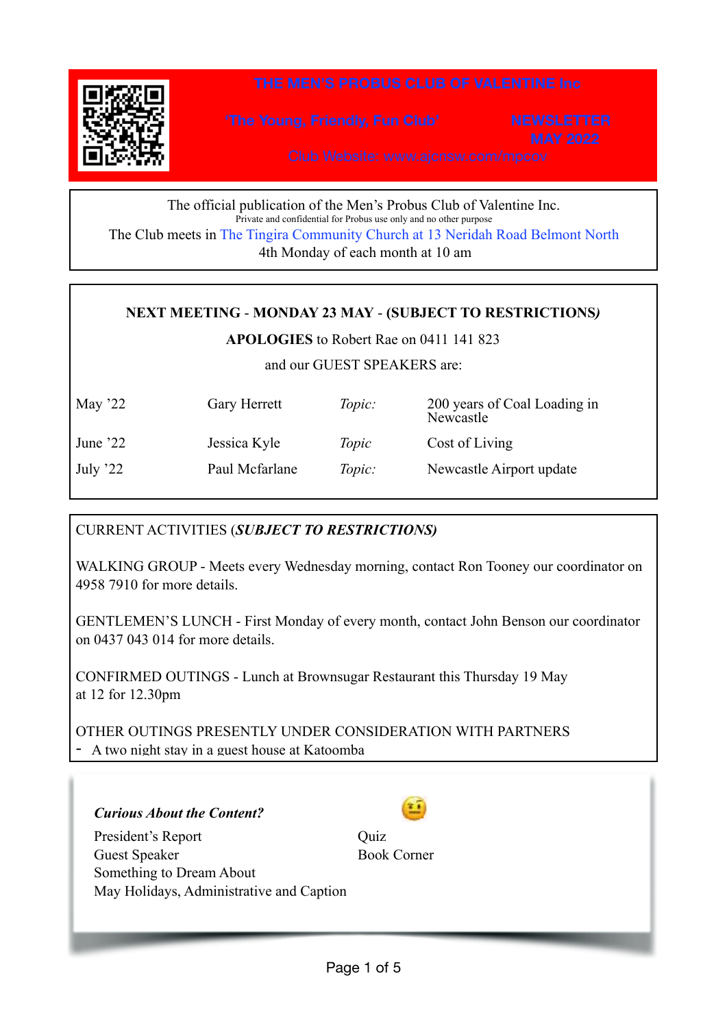# THE MEN'S PROBUS CLUB OF VALENTINE Inc

'The Young, Friendly, Fun Club' NEWSLETTER MAY 2022

Club Website: www.ajcnsw.com/mpcov

The official publication of the Men's Probus Club of Valentine Inc.
Private and confidential for Probus use only and no other purpose
The Club meets in The Tingira Community Church at 13 Neridah Road Belmont North
4th Monday of each month at 10 am

**NEXT MEETING - MONDAY 23 MAY - (SUBJECT TO RESTRICTIONS)**

**APOLOGIES** to Robert Rae on 0411 141 823

and our GUEST SPEAKERS are:

| | | | |
|---|---|---|---|
| May '22 | Gary Herrett | *Topic:* | 200 years of Coal Loading in Newcastle |
| June '22 | Jessica Kyle | *Topic* | Cost of Living |
| July '22 | Paul Mcfarlane | *Topic:* | Newcastle Airport update |

CURRENT ACTIVITIES (***SUBJECT TO RESTRICTIONS)***

WALKING GROUP - Meets every Wednesday morning, contact Ron Tooney our coordinator on 4958 7910 for more details.

GENTLEMEN'S LUNCH - First Monday of every month, contact John Benson our coordinator on 0437 043 014 for more details.

CONFIRMED OUTINGS - Lunch at Brownsugar Restaurant this Thursday 19 May at 12 for 12.30pm

OTHER OUTINGS PRESENTLY UNDER CONSIDERATION WITH PARTNERS
- A two night stay in a guest house at Katoomba

***Curious About the Content?***

President's Report
Guest Speaker
Something to Dream About
May Holidays, Administrative and Caption
Quiz
Book Corner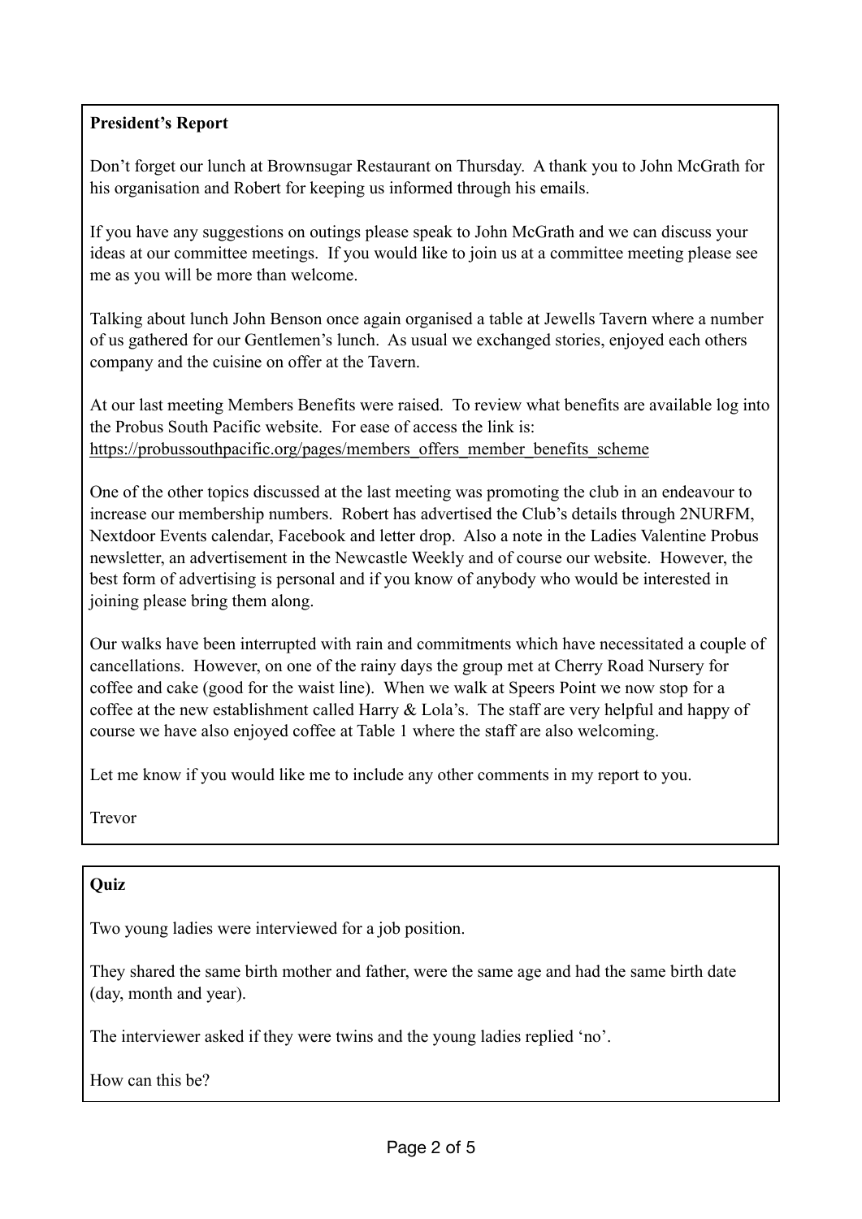**President's Report**

Don't forget our lunch at Brownsugar Restaurant on Thursday. A thank you to John McGrath for his organisation and Robert for keeping us informed through his emails.

If you have any suggestions on outings please speak to John McGrath and we can discuss your ideas at our committee meetings. If you would like to join us at a committee meeting please see me as you will be more than welcome.

Talking about lunch John Benson once again organised a table at Jewells Tavern where a number of us gathered for our Gentlemen's lunch. As usual we exchanged stories, enjoyed each others company and the cuisine on offer at the Tavern.

At our last meeting Members Benefits were raised. To review what benefits are available log into the Probus South Pacific website. For ease of access the link is:
https://probussouthpacific.org/pages/members_offers_member_benefits_scheme

One of the other topics discussed at the last meeting was promoting the club in an endeavour to increase our membership numbers. Robert has advertised the Club's details through 2NURFM, Nextdoor Events calendar, Facebook and letter drop. Also a note in the Ladies Valentine Probus newsletter, an advertisement in the Newcastle Weekly and of course our website. However, the best form of advertising is personal and if you know of anybody who would be interested in joining please bring them along.

Our walks have been interrupted with rain and commitments which have necessitated a couple of cancellations. However, on one of the rainy days the group met at Cherry Road Nursery for coffee and cake (good for the waist line). When we walk at Speers Point we now stop for a coffee at the new establishment called Harry & Lola's. The staff are very helpful and happy of course we have also enjoyed coffee at Table 1 where the staff are also welcoming.

Let me know if you would like me to include any other comments in my report to you.

Trevor

**Quiz**

Two young ladies were interviewed for a job position.

They shared the same birth mother and father, were the same age and had the same birth date (day, month and year).

The interviewer asked if they were twins and the young ladies replied 'no'.

How can this be?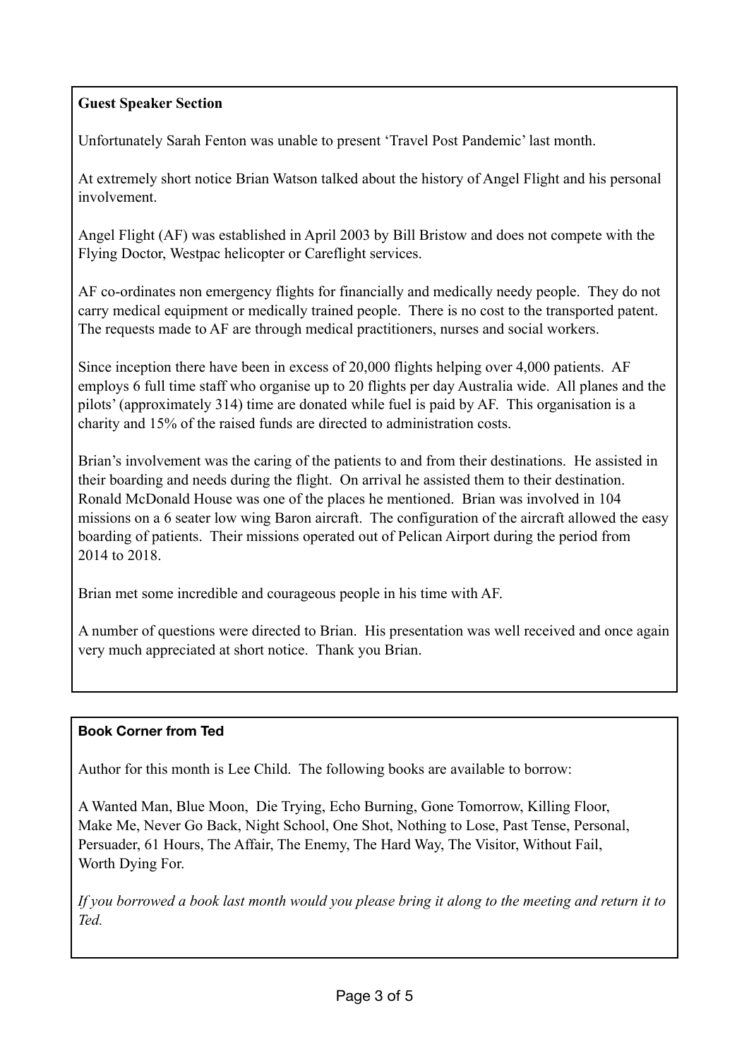**Guest Speaker Section**

Unfortunately Sarah Fenton was unable to present 'Travel Post Pandemic' last month.

At extremely short notice Brian Watson talked about the history of Angel Flight and his personal involvement.

Angel Flight (AF) was established in April 2003 by Bill Bristow and does not compete with the Flying Doctor, Westpac helicopter or Careflight services.

AF co-ordinates non emergency flights for financially and medically needy people. They do not carry medical equipment or medically trained people. There is no cost to the transported patent. The requests made to AF are through medical practitioners, nurses and social workers.

Since inception there have been in excess of 20,000 flights helping over 4,000 patients. AF employs 6 full time staff who organise up to 20 flights per day Australia wide. All planes and the pilots' (approximately 314) time are donated while fuel is paid by AF. This organisation is a charity and 15% of the raised funds are directed to administration costs.

Brian's involvement was the caring of the patients to and from their destinations. He assisted in their boarding and needs during the flight. On arrival he assisted them to their destination. Ronald McDonald House was one of the places he mentioned. Brian was involved in 104 missions on a 6 seater low wing Baron aircraft. The configuration of the aircraft allowed the easy boarding of patients. Their missions operated out of Pelican Airport during the period from 2014 to 2018.

Brian met some incredible and courageous people in his time with AF.

A number of questions were directed to Brian. His presentation was well received and once again very much appreciated at short notice. Thank you Brian.

**Book Corner from Ted**

Author for this month is Lee Child. The following books are available to borrow:

A Wanted Man, Blue Moon, Die Trying, Echo Burning, Gone Tomorrow, Killing Floor, Make Me, Never Go Back, Night School, One Shot, Nothing to Lose, Past Tense, Personal, Persuader, 61 Hours, The Affair, The Enemy, The Hard Way, The Visitor, Without Fail, Worth Dying For.

*If you borrowed a book last month would you please bring it along to the meeting and return it to Ted.*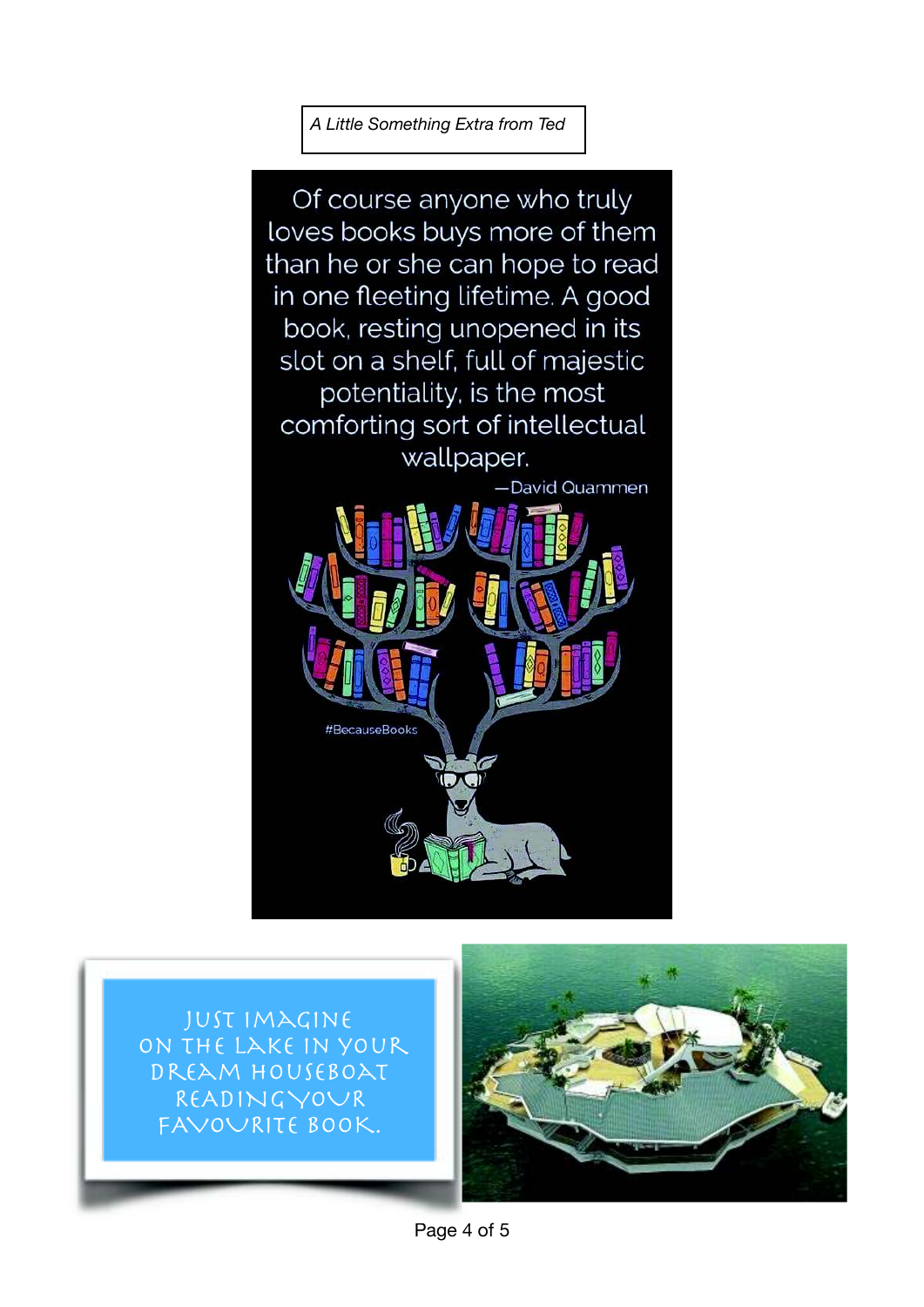*A Little Something Extra from Ted*

Of course anyone who truly loves books buys more of them than he or she can hope to read in one fleeting lifetime. A good book, resting unopened in its slot on a shelf, full of majestic potentiality, is the most comforting sort of intellectual wallpaper.

—David Quammen

#BecauseBooks

JUST IMAGINE
ON THE LAKE IN YOUR
DREAM HOUSEBOAT
READING YOUR
FAVOURITE BOOK.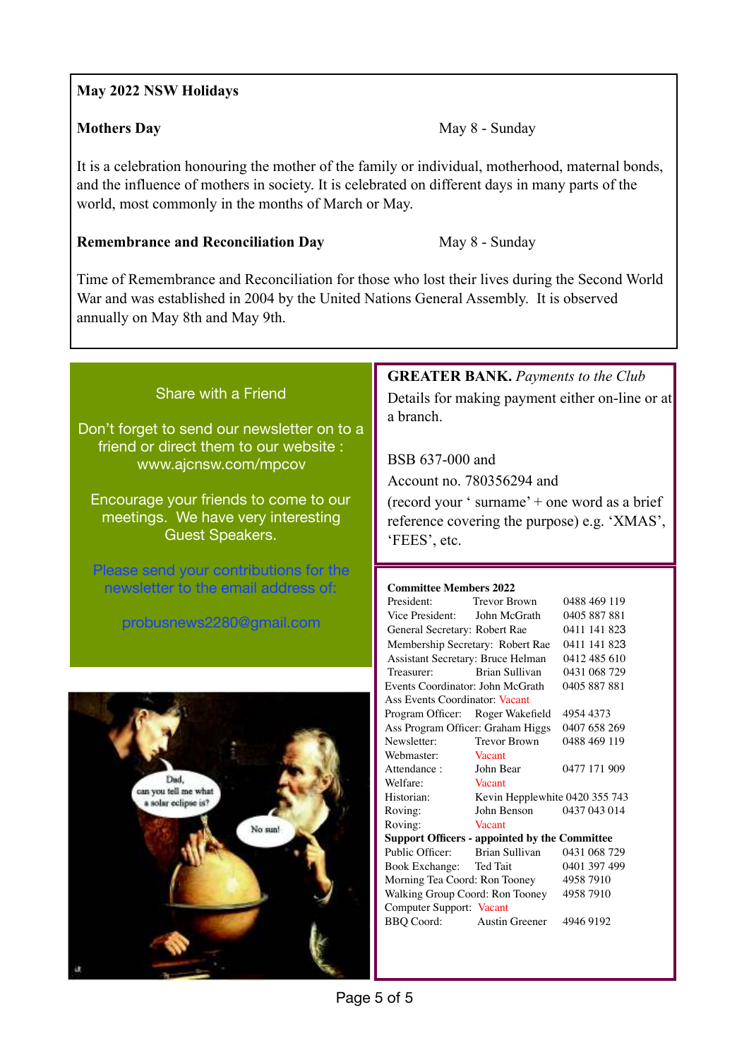**May 2022 NSW Holidays**

**Mothers Day** May 8 - Sunday

It is a celebration honouring the mother of the family or individual, motherhood, maternal bonds, and the influence of mothers in society. It is celebrated on different days in many parts of the world, most commonly in the months of March or May.

**Remembrance and Reconciliation Day** May 8 - Sunday

Time of Remembrance and Reconciliation for those who lost their lives during the Second World War and was established in 2004 by the United Nations General Assembly. It is observed annually on May 8th and May 9th.

Share with a Friend

Don't forget to send our newsletter on to a friend or direct them to our website : www.ajcnsw.com/mpcov

Encourage your friends to come to our meetings. We have very interesting Guest Speakers.

Please send your contributions for the newsletter to the email address of:

probusnews2280@gmail.com

**GREATER BANK.** *Payments to the Club*

Details for making payment either on-line or at a branch.

BSB 637-000 and

Account no. 780356294 and

(record your ' surname' + one word as a brief reference covering the purpose) e.g. 'XMAS', 'FEES', etc.

**Committee Members 2022**

| | | |
|---|---|---|
| President: | Trevor Brown | 0488 469 119 |
| Vice President: | John McGrath | 0405 887 881 |
| General Secretary: | Robert Rae | 0411 141 823 |
| Membership Secretary: | Robert Rae | 0411 141 823 |
| Assistant Secretary: | Bruce Helman | 0412 485 610 |
| Treasurer: | Brian Sullivan | 0431 068 729 |
| Events Coordinator: | John McGrath | 0405 887 881 |
| Ass Events Coordinator: | Vacant | |
| Program Officer: | Roger Wakefield | 4954 4373 |
| Ass Program Officer: | Graham Higgs | 0407 658 269 |
| Newsletter: | Trevor Brown | 0488 469 119 |
| Webmaster: | Vacant | |
| Attendance : | John Bear | 0477 171 909 |
| Welfare: | Vacant | |
| Historian: | Kevin Hepplewhite | 0420 355 743 |
| Roving: | John Benson | 0437 043 014 |
| Roving: | Vacant | |

**Support Officers - appointed by the Committee**

| | | |
|---|---|---|
| Public Officer: | Brian Sullivan | 0431 068 729 |
| Book Exchange: | Ted Tait | 0401 397 499 |
| Morning Tea Coord: | Ron Tooney | 4958 7910 |
| Walking Group Coord: | Ron Tooney | 4958 7910 |
| Computer Support: | Vacant | |
| BBQ Coord: | Austin Greener | 4946 9192 |